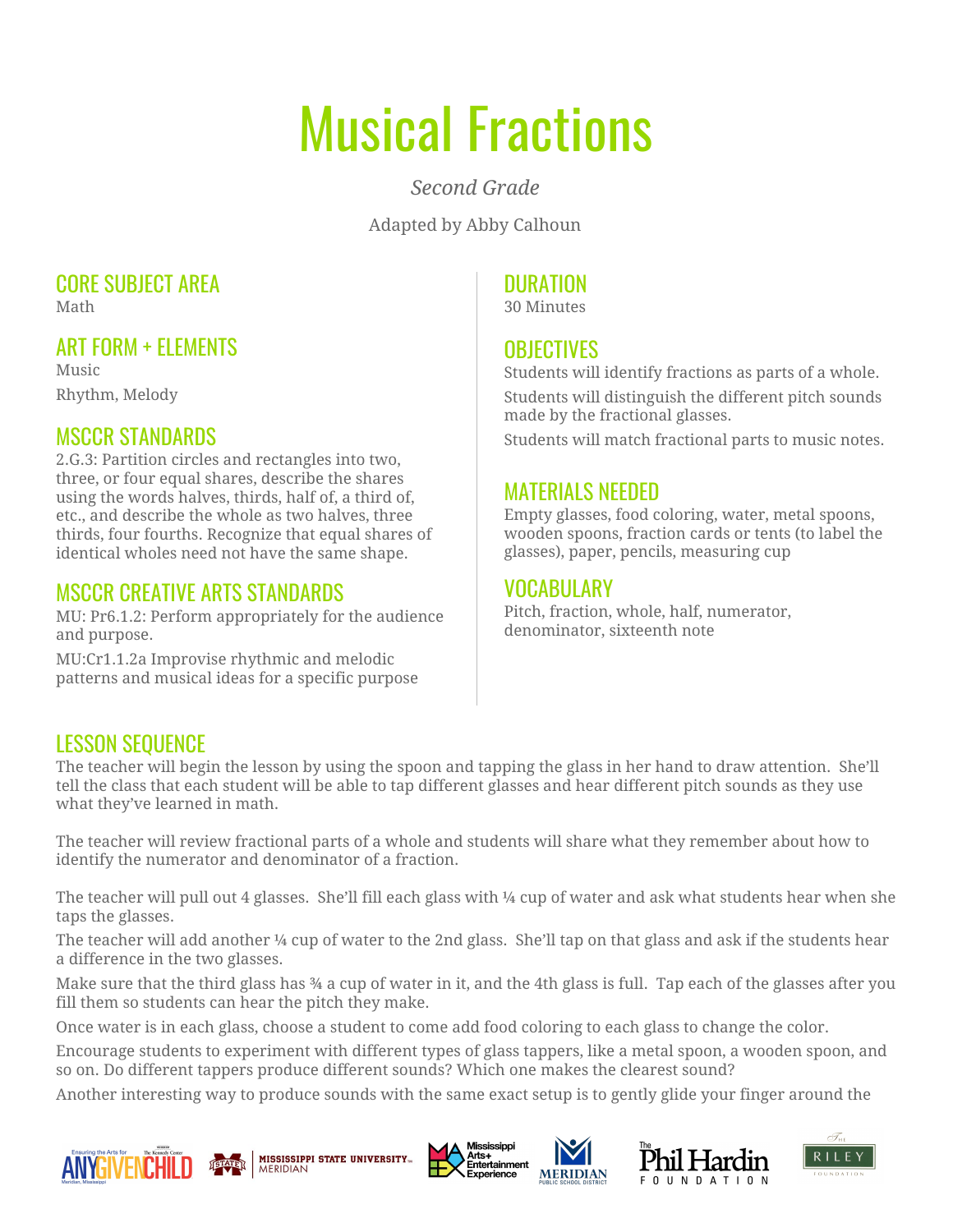# Musical Fractions

*Second Grade*

Adapted by Abby Calhoun

## CORE SUBJECT AREA

Math

## ART FORM + ELEMENTS

Music

Rhythm, Melody

## MSCCR STANDARDS

2.G.3: Partition circles and rectangles into two, three, or four equal shares, describe the shares using the words halves, thirds, half of, a third of, etc., and describe the whole as two halves, three thirds, four fourths. Recognize that equal shares of identical wholes need not have the same shape.

## MSCCR CREATIVE ARTS STANDARDS

MU: Pr6.1.2: Perform appropriately for the audience and purpose.

MU:Cr1.1.2a Improvise rhythmic and melodic patterns and musical ideas for a specific purpose

## DURATION

30 Minutes

## OBJECTIVES

Students will identify fractions as parts of a whole.

Students will distinguish the different pitch sounds made by the fractional glasses.

Students will match fractional parts to music notes.

## MATERIALS NEEDED

Empty glasses, food coloring, water, metal spoons, wooden spoons, fraction cards or tents (to label the glasses), paper, pencils, measuring cup

## VOCABULARY

Pitch, fraction, whole, half, numerator, denominator, sixteenth note

## LESSON SEQUENCE

The teacher will begin the lesson by using the spoon and tapping the glass in her hand to draw attention. She'll tell the class that each student will be able to tap different glasses and hear different pitch sounds as they use what they've learned in math.

The teacher will review fractional parts of a whole and students will share what they remember about how to identify the numerator and denominator of a fraction.

The teacher will pull out 4 glasses. She'll fill each glass with ¼ cup of water and ask what students hear when she taps the glasses.

The teacher will add another ¼ cup of water to the 2nd glass. She'll tap on that glass and ask if the students hear a difference in the two glasses.

Make sure that the third glass has ¾ a cup of water in it, and the 4th glass is full. Tap each of the glasses after you fill them so students can hear the pitch they make.

Once water is in each glass, choose a student to come add food coloring to each glass to change the color.

Encourage students to experiment with different types of glass tappers, like a metal spoon, a wooden spoon, and so on. Do different tappers produce different sounds? Which one makes the clearest sound?

Another interesting way to produce sounds with the same exact setup is to gently glide your finger around the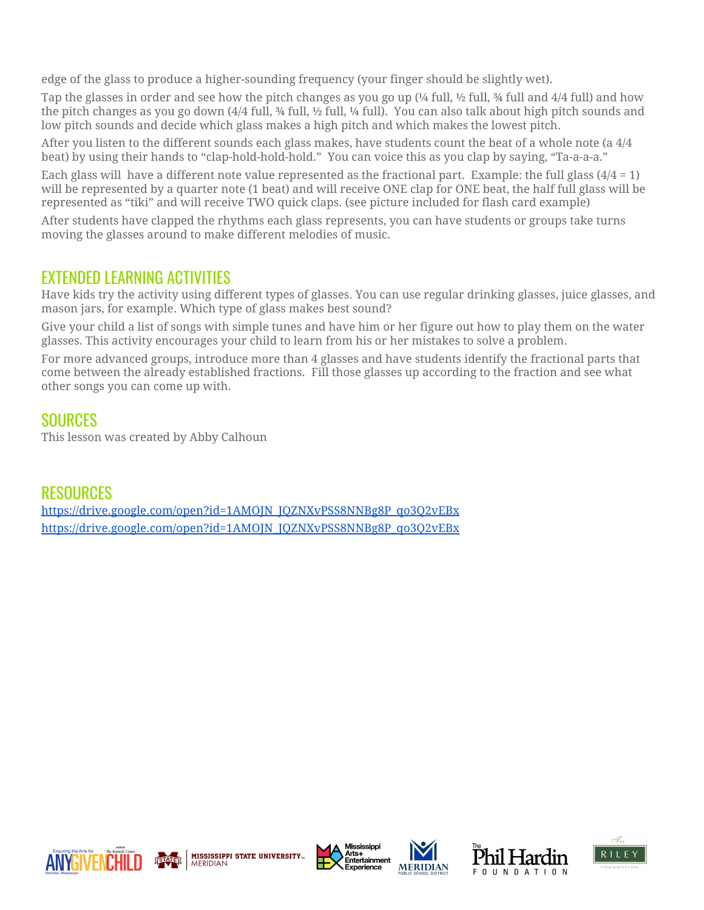edge of the glass to produce a higher-sounding frequency (your finger should be slightly wet).

Tap the glasses in order and see how the pitch changes as you go up (¼ full, ½ full, ¾ full and 4/4 full) and how the pitch changes as you go down (4/4 full, ¾ full, ½ full, ¼ full). You can also talk about high pitch sounds and low pitch sounds and decide which glass makes a high pitch and which makes the lowest pitch.

After you listen to the different sounds each glass makes, have students count the beat of a whole note (a 4/4 beat) by using their hands to "clap-hold-hold-hold." You can voice this as you clap by saying, "Ta-a-a-a."

Each glass will have a different note value represented as the fractional part. Example: the full glass (4/4 = 1) will be represented by a quarter note (1 beat) and will receive ONE clap for ONE beat, the half full glass will be represented as "tiki" and will receive TWO quick claps. (see picture included for flash card example)

After students have clapped the rhythms each glass represents, you can have students or groups take turns moving the glasses around to make different melodies of music.

## EXTENDED LEARNING ACTIVITIES

Have kids try the activity using different types of glasses. You can use regular drinking glasses, juice glasses, and mason jars, for example. Which type of glass makes best sound?

Give your child a list of songs with simple tunes and have him or her figure out how to play them on the water glasses. This activity encourages your child to learn from his or her mistakes to solve a problem.

For more advanced groups, introduce more than 4 glasses and have students identify the fractional parts that come between the already established fractions. Fill those glasses up according to the fraction and see what other songs you can come up with.

## SOURCES

This lesson was created by Abby Calhoun

## RESOURCES

https://drive.google.com/open?id=1AMOJN_JQZNXvPSS8NNBg8P_qo3Q2vEBx
https://drive.google.com/open?id=1AMOJN_JQZNXvPSS8NNBg8P_qo3Q2vEBx